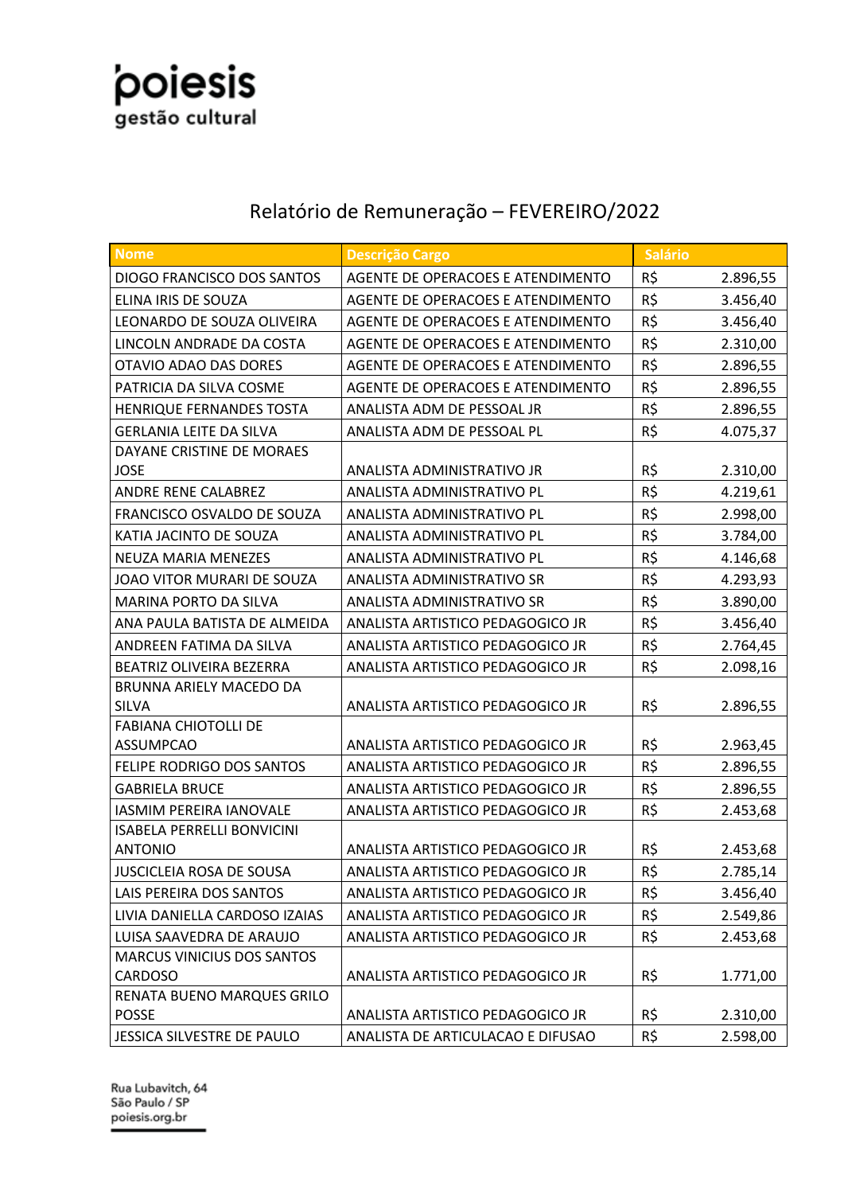poiesis
gestão cultural

# Relatório de Remuneração – FEVEREIRO/2022

| Nome | Descrição Cargo | Salário |
|---|---|---|
| DIOGO FRANCISCO DOS SANTOS | AGENTE DE OPERACOES E ATENDIMENTO | R$ 2.896,55 |
| ELINA IRIS DE SOUZA | AGENTE DE OPERACOES E ATENDIMENTO | R$ 3.456,40 |
| LEONARDO DE SOUZA OLIVEIRA | AGENTE DE OPERACOES E ATENDIMENTO | R$ 3.456,40 |
| LINCOLN ANDRADE DA COSTA | AGENTE DE OPERACOES E ATENDIMENTO | R$ 2.310,00 |
| OTAVIO ADAO DAS DORES | AGENTE DE OPERACOES E ATENDIMENTO | R$ 2.896,55 |
| PATRICIA DA SILVA COSME | AGENTE DE OPERACOES E ATENDIMENTO | R$ 2.896,55 |
| HENRIQUE FERNANDES TOSTA | ANALISTA ADM DE PESSOAL JR | R$ 2.896,55 |
| GERLANIA LEITE DA SILVA | ANALISTA ADM DE PESSOAL PL | R$ 4.075,37 |
| DAYANE CRISTINE DE MORAES JOSE | ANALISTA ADMINISTRATIVO JR | R$ 2.310,00 |
| ANDRE RENE CALABREZ | ANALISTA ADMINISTRATIVO PL | R$ 4.219,61 |
| FRANCISCO OSVALDO DE SOUZA | ANALISTA ADMINISTRATIVO PL | R$ 2.998,00 |
| KATIA JACINTO DE SOUZA | ANALISTA ADMINISTRATIVO PL | R$ 3.784,00 |
| NEUZA MARIA MENEZES | ANALISTA ADMINISTRATIVO PL | R$ 4.146,68 |
| JOAO VITOR MURARI DE SOUZA | ANALISTA ADMINISTRATIVO SR | R$ 4.293,93 |
| MARINA PORTO DA SILVA | ANALISTA ADMINISTRATIVO SR | R$ 3.890,00 |
| ANA PAULA BATISTA DE ALMEIDA | ANALISTA ARTISTICO PEDAGOGICO JR | R$ 3.456,40 |
| ANDREEN FATIMA DA SILVA | ANALISTA ARTISTICO PEDAGOGICO JR | R$ 2.764,45 |
| BEATRIZ OLIVEIRA BEZERRA | ANALISTA ARTISTICO PEDAGOGICO JR | R$ 2.098,16 |
| BRUNNA ARIELY MACEDO DA SILVA | ANALISTA ARTISTICO PEDAGOGICO JR | R$ 2.896,55 |
| FABIANA CHIOTOLLI DE ASSUMPCAO | ANALISTA ARTISTICO PEDAGOGICO JR | R$ 2.963,45 |
| FELIPE RODRIGO DOS SANTOS | ANALISTA ARTISTICO PEDAGOGICO JR | R$ 2.896,55 |
| GABRIELA BRUCE | ANALISTA ARTISTICO PEDAGOGICO JR | R$ 2.896,55 |
| IASMIM PEREIRA IANOVALE | ANALISTA ARTISTICO PEDAGOGICO JR | R$ 2.453,68 |
| ISABELA PERRELLI BONVICINI ANTONIO | ANALISTA ARTISTICO PEDAGOGICO JR | R$ 2.453,68 |
| JUSCICLEIA ROSA DE SOUSA | ANALISTA ARTISTICO PEDAGOGICO JR | R$ 2.785,14 |
| LAIS PEREIRA DOS SANTOS | ANALISTA ARTISTICO PEDAGOGICO JR | R$ 3.456,40 |
| LIVIA DANIELLA CARDOSO IZAIAS | ANALISTA ARTISTICO PEDAGOGICO JR | R$ 2.549,86 |
| LUISA SAAVEDRA DE ARAUJO | ANALISTA ARTISTICO PEDAGOGICO JR | R$ 2.453,68 |
| MARCUS VINICIUS DOS SANTOS CARDOSO | ANALISTA ARTISTICO PEDAGOGICO JR | R$ 1.771,00 |
| RENATA BUENO MARQUES GRILO POSSE | ANALISTA ARTISTICO PEDAGOGICO JR | R$ 2.310,00 |
| JESSICA SILVESTRE DE PAULO | ANALISTA DE ARTICULACAO E DIFUSAO | R$ 2.598,00 |

Rua Lubavitch, 64
São Paulo / SP
poiesis.org.br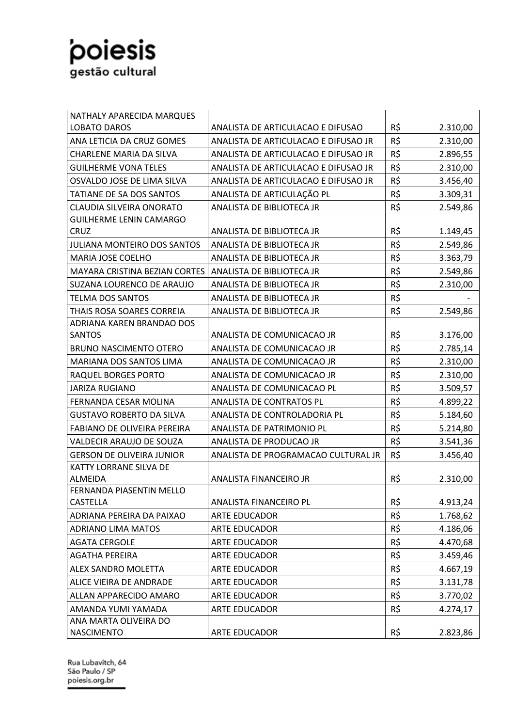| | | | |
|---|---|---|---|
| NATHALY APARECIDA MARQUES LOBATO DAROS | ANALISTA DE ARTICULACAO E DIFUSAO | R$ | 2.310,00 |
| ANA LETICIA DA CRUZ GOMES | ANALISTA DE ARTICULACAO E DIFUSAO JR | R$ | 2.310,00 |
| CHARLENE MARIA DA SILVA | ANALISTA DE ARTICULACAO E DIFUSAO JR | R$ | 2.896,55 |
| GUILHERME VONA TELES | ANALISTA DE ARTICULACAO E DIFUSAO JR | R$ | 2.310,00 |
| OSVALDO JOSE DE LIMA SILVA | ANALISTA DE ARTICULACAO E DIFUSAO JR | R$ | 3.456,40 |
| TATIANE DE SA DOS SANTOS | ANALISTA DE ARTICULAÇÃO PL | R$ | 3.309,31 |
| CLAUDIA SILVEIRA ONORATO | ANALISTA DE BIBLIOTECA JR | R$ | 2.549,86 |
| GUILHERME LENIN CAMARGO CRUZ | ANALISTA DE BIBLIOTECA JR | R$ | 1.149,45 |
| JULIANA MONTEIRO DOS SANTOS | ANALISTA DE BIBLIOTECA JR | R$ | 2.549,86 |
| MARIA JOSE COELHO | ANALISTA DE BIBLIOTECA JR | R$ | 3.363,79 |
| MAYARA CRISTINA BEZIAN CORTES | ANALISTA DE BIBLIOTECA JR | R$ | 2.549,86 |
| SUZANA LOURENCO DE ARAUJO | ANALISTA DE BIBLIOTECA JR | R$ | 2.310,00 |
| TELMA DOS SANTOS | ANALISTA DE BIBLIOTECA JR | R$ | - |
| THAIS ROSA SOARES CORREIA | ANALISTA DE BIBLIOTECA JR | R$ | 2.549,86 |
| ADRIANA KAREN BRANDAO DOS SANTOS | ANALISTA DE COMUNICACAO JR | R$ | 3.176,00 |
| BRUNO NASCIMENTO OTERO | ANALISTA DE COMUNICACAO JR | R$ | 2.785,14 |
| MARIANA DOS SANTOS LIMA | ANALISTA DE COMUNICACAO JR | R$ | 2.310,00 |
| RAQUEL BORGES PORTO | ANALISTA DE COMUNICACAO JR | R$ | 2.310,00 |
| JARIZA RUGIANO | ANALISTA DE COMUNICACAO PL | R$ | 3.509,57 |
| FERNANDA CESAR MOLINA | ANALISTA DE CONTRATOS PL | R$ | 4.899,22 |
| GUSTAVO ROBERTO DA SILVA | ANALISTA DE CONTROLADORIA PL | R$ | 5.184,60 |
| FABIANO DE OLIVEIRA PEREIRA | ANALISTA DE PATRIMONIO PL | R$ | 5.214,80 |
| VALDECIR ARAUJO DE SOUZA | ANALISTA DE PRODUCAO JR | R$ | 3.541,36 |
| GERSON DE OLIVEIRA JUNIOR | ANALISTA DE PROGRAMACAO CULTURAL JR | R$ | 3.456,40 |
| KATTY LORRANE SILVA DE ALMEIDA | ANALISTA FINANCEIRO JR | R$ | 2.310,00 |
| FERNANDA PIASENTIN MELLO CASTELLA | ANALISTA FINANCEIRO PL | R$ | 4.913,24 |
| ADRIANA PEREIRA DA PAIXAO | ARTE EDUCADOR | R$ | 1.768,62 |
| ADRIANO LIMA MATOS | ARTE EDUCADOR | R$ | 4.186,06 |
| AGATA CERGOLE | ARTE EDUCADOR | R$ | 4.470,68 |
| AGATHA PEREIRA | ARTE EDUCADOR | R$ | 3.459,46 |
| ALEX SANDRO MOLETTA | ARTE EDUCADOR | R$ | 4.667,19 |
| ALICE VIEIRA DE ANDRADE | ARTE EDUCADOR | R$ | 3.131,78 |
| ALLAN APPARECIDO AMARO | ARTE EDUCADOR | R$ | 3.770,02 |
| AMANDA YUMI YAMADA | ARTE EDUCADOR | R$ | 4.274,17 |
| ANA MARTA OLIVEIRA DO NASCIMENTO | ARTE EDUCADOR | R$ | 2.823,86 |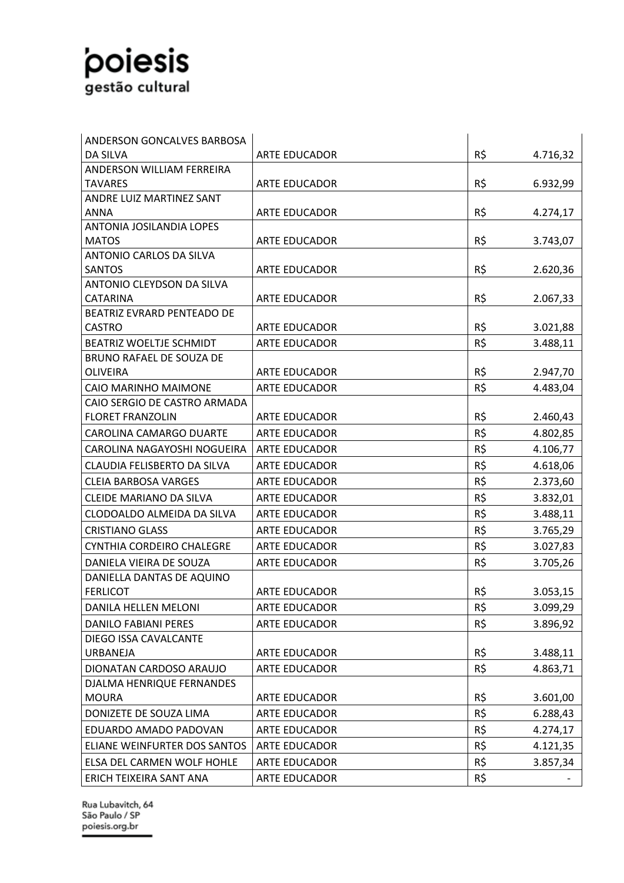| | | | |
|---|---|---|---|
| ANDERSON GONCALVES BARBOSA DA SILVA | ARTE EDUCADOR | R$ | 4.716,32 |
| ANDERSON WILLIAM FERREIRA TAVARES | ARTE EDUCADOR | R$ | 6.932,99 |
| ANDRE LUIZ MARTINEZ SANT ANNA | ARTE EDUCADOR | R$ | 4.274,17 |
| ANTONIA JOSILANDIA LOPES MATOS | ARTE EDUCADOR | R$ | 3.743,07 |
| ANTONIO CARLOS DA SILVA SANTOS | ARTE EDUCADOR | R$ | 2.620,36 |
| ANTONIO CLEYDSON DA SILVA CATARINA | ARTE EDUCADOR | R$ | 2.067,33 |
| BEATRIZ EVRARD PENTEADO DE CASTRO | ARTE EDUCADOR | R$ | 3.021,88 |
| BEATRIZ WOELTJE SCHMIDT | ARTE EDUCADOR | R$ | 3.488,11 |
| BRUNO RAFAEL DE SOUZA DE OLIVEIRA | ARTE EDUCADOR | R$ | 2.947,70 |
| CAIO MARINHO MAIMONE | ARTE EDUCADOR | R$ | 4.483,04 |
| CAIO SERGIO DE CASTRO ARMADA FLORET FRANZOLIN | ARTE EDUCADOR | R$ | 2.460,43 |
| CAROLINA CAMARGO DUARTE | ARTE EDUCADOR | R$ | 4.802,85 |
| CAROLINA NAGAYOSHI NOGUEIRA | ARTE EDUCADOR | R$ | 4.106,77 |
| CLAUDIA FELISBERTO DA SILVA | ARTE EDUCADOR | R$ | 4.618,06 |
| CLEIA BARBOSA VARGES | ARTE EDUCADOR | R$ | 2.373,60 |
| CLEIDE MARIANO DA SILVA | ARTE EDUCADOR | R$ | 3.832,01 |
| CLODOALDO ALMEIDA DA SILVA | ARTE EDUCADOR | R$ | 3.488,11 |
| CRISTIANO GLASS | ARTE EDUCADOR | R$ | 3.765,29 |
| CYNTHIA CORDEIRO CHALEGRE | ARTE EDUCADOR | R$ | 3.027,83 |
| DANIELA VIEIRA DE SOUZA | ARTE EDUCADOR | R$ | 3.705,26 |
| DANIELLA DANTAS DE AQUINO FERLICOT | ARTE EDUCADOR | R$ | 3.053,15 |
| DANILA HELLEN MELONI | ARTE EDUCADOR | R$ | 3.099,29 |
| DANILO FABIANI PERES | ARTE EDUCADOR | R$ | 3.896,92 |
| DIEGO ISSA CAVALCANTE URBANEJA | ARTE EDUCADOR | R$ | 3.488,11 |
| DIONATAN CARDOSO ARAUJO | ARTE EDUCADOR | R$ | 4.863,71 |
| DJALMA HENRIQUE FERNANDES MOURA | ARTE EDUCADOR | R$ | 3.601,00 |
| DONIZETE DE SOUZA LIMA | ARTE EDUCADOR | R$ | 6.288,43 |
| EDUARDO AMADO PADOVAN | ARTE EDUCADOR | R$ | 4.274,17 |
| ELIANE WEINFURTER DOS SANTOS | ARTE EDUCADOR | R$ | 4.121,35 |
| ELSA DEL CARMEN WOLF HOHLE | ARTE EDUCADOR | R$ | 3.857,34 |
| ERICH TEIXEIRA SANT ANA | ARTE EDUCADOR | R$ | - |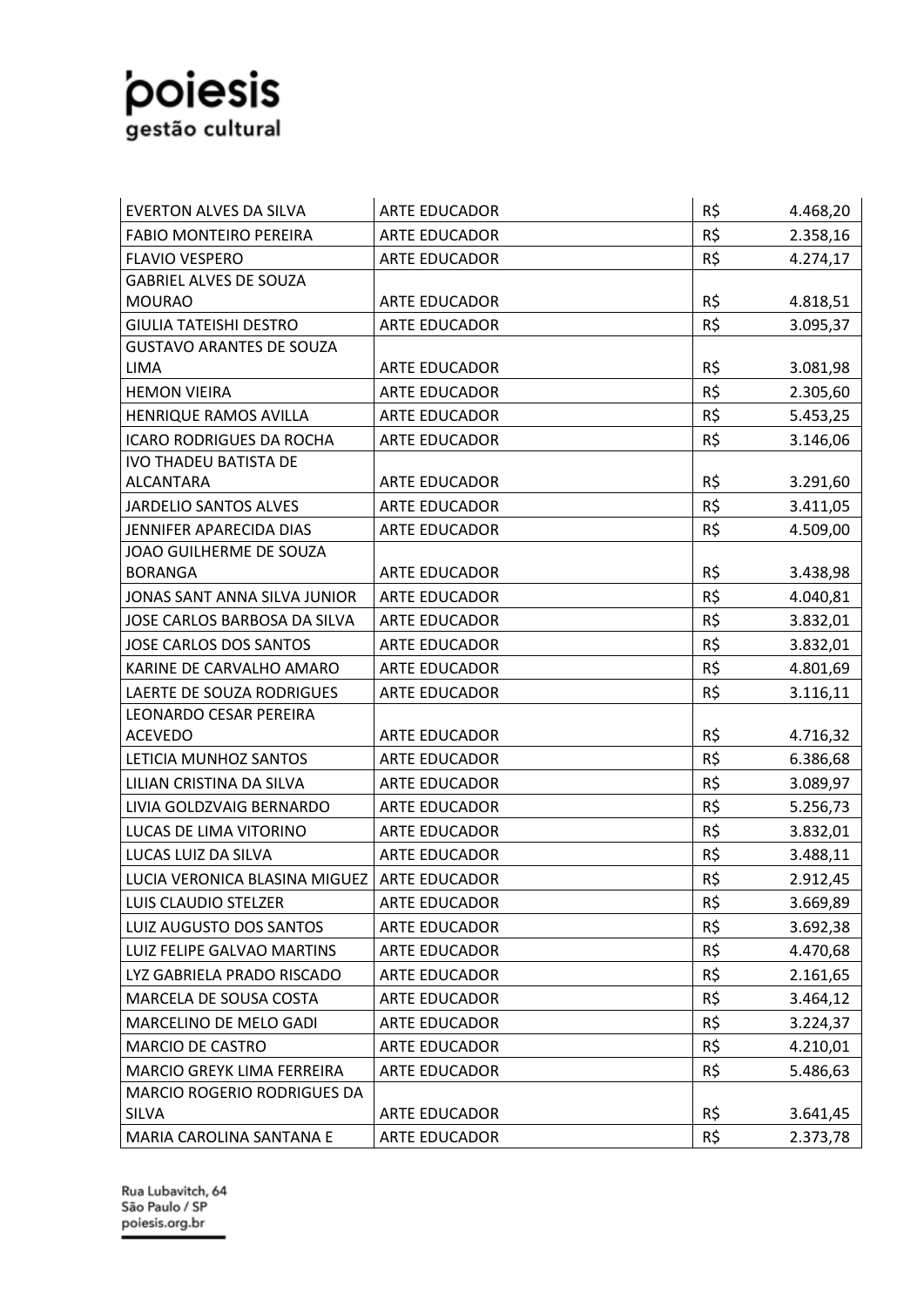| EVERTON ALVES DA SILVA | ARTE EDUCADOR | R$ | 4.468,20 |
|---|---|---|---|
| FABIO MONTEIRO PEREIRA | ARTE EDUCADOR | R$ | 2.358,16 |
| FLAVIO VESPERO | ARTE EDUCADOR | R$ | 4.274,17 |
| GABRIEL ALVES DE SOUZA MOURAO | ARTE EDUCADOR | R$ | 4.818,51 |
| GIULIA TATEISHI DESTRO | ARTE EDUCADOR | R$ | 3.095,37 |
| GUSTAVO ARANTES DE SOUZA LIMA | ARTE EDUCADOR | R$ | 3.081,98 |
| HEMON VIEIRA | ARTE EDUCADOR | R$ | 2.305,60 |
| HENRIQUE RAMOS AVILLA | ARTE EDUCADOR | R$ | 5.453,25 |
| ICARO RODRIGUES DA ROCHA | ARTE EDUCADOR | R$ | 3.146,06 |
| IVO THADEU BATISTA DE ALCANTARA | ARTE EDUCADOR | R$ | 3.291,60 |
| JARDELIO SANTOS ALVES | ARTE EDUCADOR | R$ | 3.411,05 |
| JENNIFER APARECIDA DIAS | ARTE EDUCADOR | R$ | 4.509,00 |
| JOAO GUILHERME DE SOUZA BORANGA | ARTE EDUCADOR | R$ | 3.438,98 |
| JONAS SANT ANNA SILVA JUNIOR | ARTE EDUCADOR | R$ | 4.040,81 |
| JOSE CARLOS BARBOSA DA SILVA | ARTE EDUCADOR | R$ | 3.832,01 |
| JOSE CARLOS DOS SANTOS | ARTE EDUCADOR | R$ | 3.832,01 |
| KARINE DE CARVALHO AMARO | ARTE EDUCADOR | R$ | 4.801,69 |
| LAERTE DE SOUZA RODRIGUES | ARTE EDUCADOR | R$ | 3.116,11 |
| LEONARDO CESAR PEREIRA ACEVEDO | ARTE EDUCADOR | R$ | 4.716,32 |
| LETICIA MUNHOZ SANTOS | ARTE EDUCADOR | R$ | 6.386,68 |
| LILIAN CRISTINA DA SILVA | ARTE EDUCADOR | R$ | 3.089,97 |
| LIVIA GOLDZVAIG BERNARDO | ARTE EDUCADOR | R$ | 5.256,73 |
| LUCAS DE LIMA VITORINO | ARTE EDUCADOR | R$ | 3.832,01 |
| LUCAS LUIZ DA SILVA | ARTE EDUCADOR | R$ | 3.488,11 |
| LUCIA VERONICA BLASINA MIGUEZ | ARTE EDUCADOR | R$ | 2.912,45 |
| LUIS CLAUDIO STELZER | ARTE EDUCADOR | R$ | 3.669,89 |
| LUIZ AUGUSTO DOS SANTOS | ARTE EDUCADOR | R$ | 3.692,38 |
| LUIZ FELIPE GALVAO MARTINS | ARTE EDUCADOR | R$ | 4.470,68 |
| LYZ GABRIELA PRADO RISCADO | ARTE EDUCADOR | R$ | 2.161,65 |
| MARCELA DE SOUSA COSTA | ARTE EDUCADOR | R$ | 3.464,12 |
| MARCELINO DE MELO GADI | ARTE EDUCADOR | R$ | 3.224,37 |
| MARCIO DE CASTRO | ARTE EDUCADOR | R$ | 4.210,01 |
| MARCIO GREYK LIMA FERREIRA | ARTE EDUCADOR | R$ | 5.486,63 |
| MARCIO ROGERIO RODRIGUES DA SILVA | ARTE EDUCADOR | R$ | 3.641,45 |
| MARIA CAROLINA SANTANA E | ARTE EDUCADOR | R$ | 2.373,78 |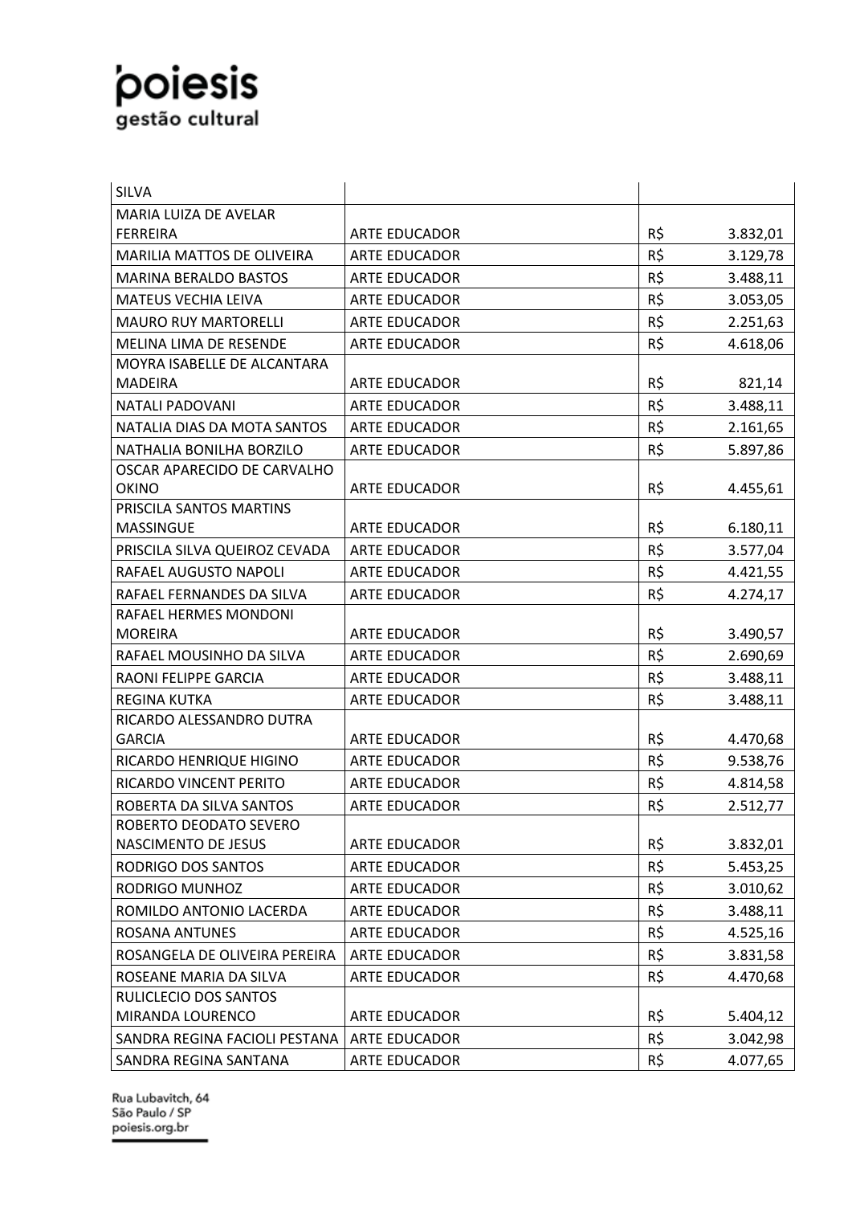| | | |
|---|---|---|
| SILVA | | |
| MARIA LUIZA DE AVELAR FERREIRA | ARTE EDUCADOR | R$ 3.832,01 |
| MARILIA MATTOS DE OLIVEIRA | ARTE EDUCADOR | R$ 3.129,78 |
| MARINA BERALDO BASTOS | ARTE EDUCADOR | R$ 3.488,11 |
| MATEUS VECHIA LEIVA | ARTE EDUCADOR | R$ 3.053,05 |
| MAURO RUY MARTORELLI | ARTE EDUCADOR | R$ 2.251,63 |
| MELINA LIMA DE RESENDE | ARTE EDUCADOR | R$ 4.618,06 |
| MOYRA ISABELLE DE ALCANTARA MADEIRA | ARTE EDUCADOR | R$ 821,14 |
| NATALI PADOVANI | ARTE EDUCADOR | R$ 3.488,11 |
| NATALIA DIAS DA MOTA SANTOS | ARTE EDUCADOR | R$ 2.161,65 |
| NATHALIA BONILHA BORZILO | ARTE EDUCADOR | R$ 5.897,86 |
| OSCAR APARECIDO DE CARVALHO OKINO | ARTE EDUCADOR | R$ 4.455,61 |
| PRISCILA SANTOS MARTINS MASSINGUE | ARTE EDUCADOR | R$ 6.180,11 |
| PRISCILA SILVA QUEIROZ CEVADA | ARTE EDUCADOR | R$ 3.577,04 |
| RAFAEL AUGUSTO NAPOLI | ARTE EDUCADOR | R$ 4.421,55 |
| RAFAEL FERNANDES DA SILVA | ARTE EDUCADOR | R$ 4.274,17 |
| RAFAEL HERMES MONDONI MOREIRA | ARTE EDUCADOR | R$ 3.490,57 |
| RAFAEL MOUSINHO DA SILVA | ARTE EDUCADOR | R$ 2.690,69 |
| RAONI FELIPPE GARCIA | ARTE EDUCADOR | R$ 3.488,11 |
| REGINA KUTKA | ARTE EDUCADOR | R$ 3.488,11 |
| RICARDO ALESSANDRO DUTRA GARCIA | ARTE EDUCADOR | R$ 4.470,68 |
| RICARDO HENRIQUE HIGINO | ARTE EDUCADOR | R$ 9.538,76 |
| RICARDO VINCENT PERITO | ARTE EDUCADOR | R$ 4.814,58 |
| ROBERTA DA SILVA SANTOS | ARTE EDUCADOR | R$ 2.512,77 |
| ROBERTO DEODATO SEVERO NASCIMENTO DE JESUS | ARTE EDUCADOR | R$ 3.832,01 |
| RODRIGO DOS SANTOS | ARTE EDUCADOR | R$ 5.453,25 |
| RODRIGO MUNHOZ | ARTE EDUCADOR | R$ 3.010,62 |
| ROMILDO ANTONIO LACERDA | ARTE EDUCADOR | R$ 3.488,11 |
| ROSANA ANTUNES | ARTE EDUCADOR | R$ 4.525,16 |
| ROSANGELA DE OLIVEIRA PEREIRA | ARTE EDUCADOR | R$ 3.831,58 |
| ROSEANE MARIA DA SILVA | ARTE EDUCADOR | R$ 4.470,68 |
| RULICLECIO DOS SANTOS MIRANDA LOURENCO | ARTE EDUCADOR | R$ 5.404,12 |
| SANDRA REGINA FACIOLI PESTANA | ARTE EDUCADOR | R$ 3.042,98 |
| SANDRA REGINA SANTANA | ARTE EDUCADOR | R$ 4.077,65 |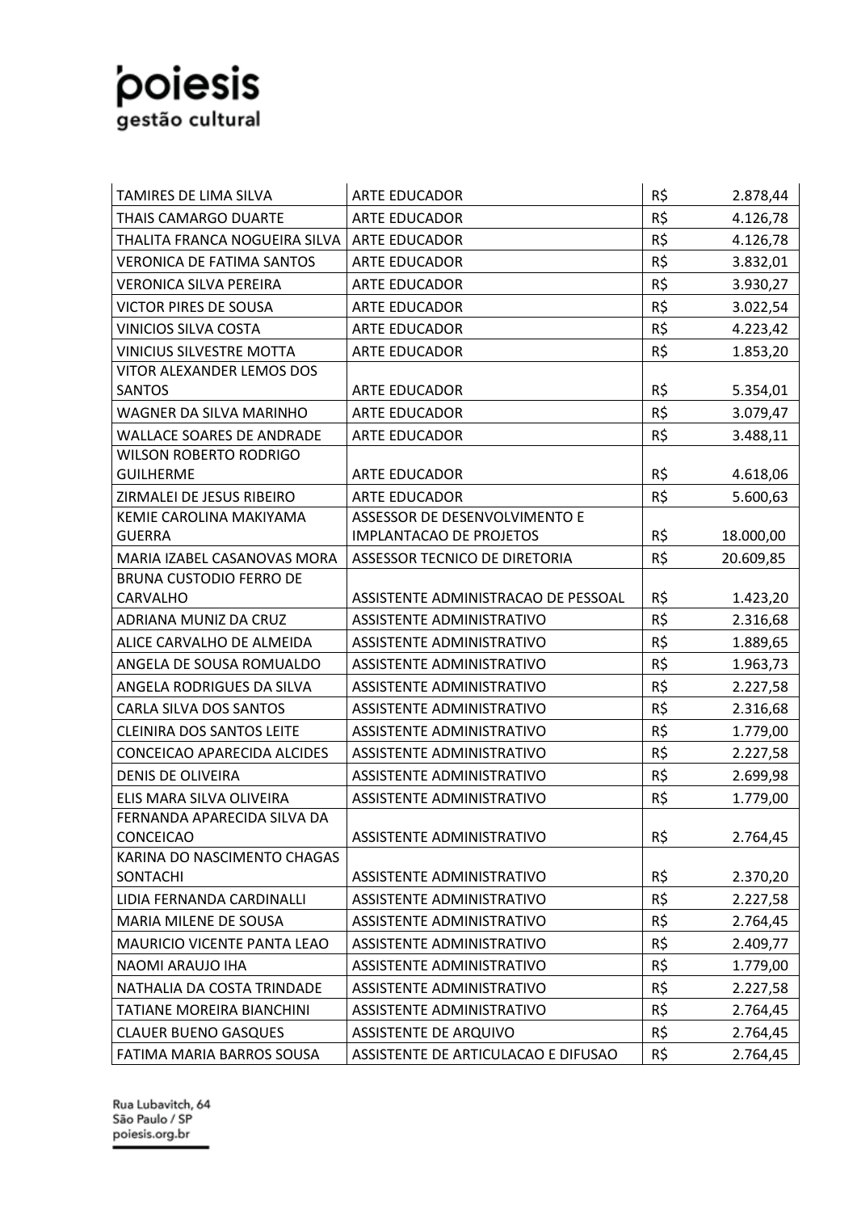| | | | |
|---|---|---|---|
| TAMIRES DE LIMA SILVA | ARTE EDUCADOR | R$ | 2.878,44 |
| THAIS CAMARGO DUARTE | ARTE EDUCADOR | R$ | 4.126,78 |
| THALITA FRANCA NOGUEIRA SILVA | ARTE EDUCADOR | R$ | 4.126,78 |
| VERONICA DE FATIMA SANTOS | ARTE EDUCADOR | R$ | 3.832,01 |
| VERONICA SILVA PEREIRA | ARTE EDUCADOR | R$ | 3.930,27 |
| VICTOR PIRES DE SOUSA | ARTE EDUCADOR | R$ | 3.022,54 |
| VINICIOS SILVA COSTA | ARTE EDUCADOR | R$ | 4.223,42 |
| VINICIUS SILVESTRE MOTTA | ARTE EDUCADOR | R$ | 1.853,20 |
| VITOR ALEXANDER LEMOS DOS SANTOS | ARTE EDUCADOR | R$ | 5.354,01 |
| WAGNER DA SILVA MARINHO | ARTE EDUCADOR | R$ | 3.079,47 |
| WALLACE SOARES DE ANDRADE | ARTE EDUCADOR | R$ | 3.488,11 |
| WILSON ROBERTO RODRIGO GUILHERME | ARTE EDUCADOR | R$ | 4.618,06 |
| ZIRMALEI DE JESUS RIBEIRO | ARTE EDUCADOR | R$ | 5.600,63 |
| KEMIE CAROLINA MAKIYAMA GUERRA | ASSESSOR DE DESENVOLVIMENTO E IMPLANTACAO DE PROJETOS | R$ | 18.000,00 |
| MARIA IZABEL CASANOVAS MORA | ASSESSOR TECNICO DE DIRETORIA | R$ | 20.609,85 |
| BRUNA CUSTODIO FERRO DE CARVALHO | ASSISTENTE ADMINISTRACAO DE PESSOAL | R$ | 1.423,20 |
| ADRIANA MUNIZ DA CRUZ | ASSISTENTE ADMINISTRATIVO | R$ | 2.316,68 |
| ALICE CARVALHO DE ALMEIDA | ASSISTENTE ADMINISTRATIVO | R$ | 1.889,65 |
| ANGELA DE SOUSA ROMUALDO | ASSISTENTE ADMINISTRATIVO | R$ | 1.963,73 |
| ANGELA RODRIGUES DA SILVA | ASSISTENTE ADMINISTRATIVO | R$ | 2.227,58 |
| CARLA SILVA DOS SANTOS | ASSISTENTE ADMINISTRATIVO | R$ | 2.316,68 |
| CLEINIRA DOS SANTOS LEITE | ASSISTENTE ADMINISTRATIVO | R$ | 1.779,00 |
| CONCEICAO APARECIDA ALCIDES | ASSISTENTE ADMINISTRATIVO | R$ | 2.227,58 |
| DENIS DE OLIVEIRA | ASSISTENTE ADMINISTRATIVO | R$ | 2.699,98 |
| ELIS MARA SILVA OLIVEIRA | ASSISTENTE ADMINISTRATIVO | R$ | 1.779,00 |
| FERNANDA APARECIDA SILVA DA CONCEICAO | ASSISTENTE ADMINISTRATIVO | R$ | 2.764,45 |
| KARINA DO NASCIMENTO CHAGAS SONTACHI | ASSISTENTE ADMINISTRATIVO | R$ | 2.370,20 |
| LIDIA FERNANDA CARDINALLI | ASSISTENTE ADMINISTRATIVO | R$ | 2.227,58 |
| MARIA MILENE DE SOUSA | ASSISTENTE ADMINISTRATIVO | R$ | 2.764,45 |
| MAURICIO VICENTE PANTA LEAO | ASSISTENTE ADMINISTRATIVO | R$ | 2.409,77 |
| NAOMI ARAUJO IHA | ASSISTENTE ADMINISTRATIVO | R$ | 1.779,00 |
| NATHALIA DA COSTA TRINDADE | ASSISTENTE ADMINISTRATIVO | R$ | 2.227,58 |
| TATIANE MOREIRA BIANCHINI | ASSISTENTE ADMINISTRATIVO | R$ | 2.764,45 |
| CLAUER BUENO GASQUES | ASSISTENTE DE ARQUIVO | R$ | 2.764,45 |
| FATIMA MARIA BARROS SOUSA | ASSISTENTE DE ARTICULACAO E DIFUSAO | R$ | 2.764,45 |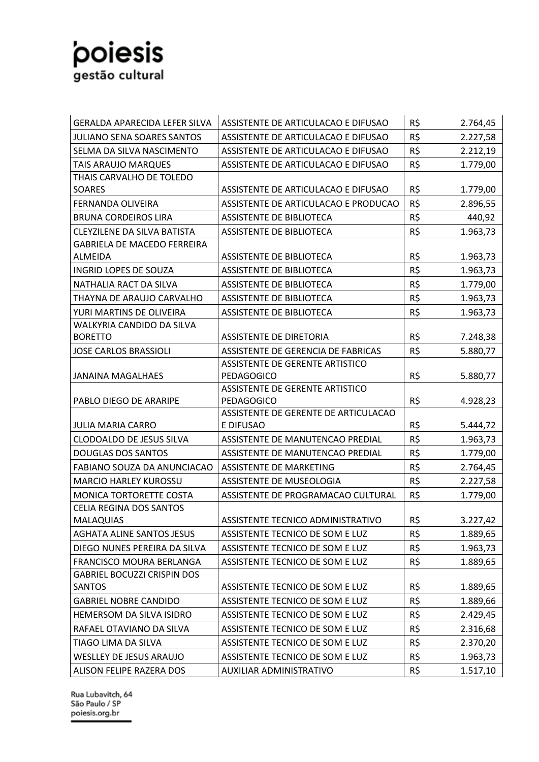| | | | |
|---|---|---|---|
| GERALDA APARECIDA LEFER SILVA | ASSISTENTE DE ARTICULACAO E DIFUSAO | R$ | 2.764,45 |
| JULIANO SENA SOARES SANTOS | ASSISTENTE DE ARTICULACAO E DIFUSAO | R$ | 2.227,58 |
| SELMA DA SILVA NASCIMENTO | ASSISTENTE DE ARTICULACAO E DIFUSAO | R$ | 2.212,19 |
| TAIS ARAUJO MARQUES | ASSISTENTE DE ARTICULACAO E DIFUSAO | R$ | 1.779,00 |
| THAIS CARVALHO DE TOLEDO SOARES | ASSISTENTE DE ARTICULACAO E DIFUSAO | R$ | 1.779,00 |
| FERNANDA OLIVEIRA | ASSISTENTE DE ARTICULACAO E PRODUCAO | R$ | 2.896,55 |
| BRUNA CORDEIROS LIRA | ASSISTENTE DE BIBLIOTECA | R$ | 440,92 |
| CLEYZILENE DA SILVA BATISTA | ASSISTENTE DE BIBLIOTECA | R$ | 1.963,73 |
| GABRIELA DE MACEDO FERREIRA ALMEIDA | ASSISTENTE DE BIBLIOTECA | R$ | 1.963,73 |
| INGRID LOPES DE SOUZA | ASSISTENTE DE BIBLIOTECA | R$ | 1.963,73 |
| NATHALIA RACT DA SILVA | ASSISTENTE DE BIBLIOTECA | R$ | 1.779,00 |
| THAYNA DE ARAUJO CARVALHO | ASSISTENTE DE BIBLIOTECA | R$ | 1.963,73 |
| YURI MARTINS DE OLIVEIRA | ASSISTENTE DE BIBLIOTECA | R$ | 1.963,73 |
| WALKYRIA CANDIDO DA SILVA BORETTO | ASSISTENTE DE DIRETORIA | R$ | 7.248,38 |
| JOSE CARLOS BRASSIOLI | ASSISTENTE DE GERENCIA DE FABRICAS | R$ | 5.880,77 |
| JANAINA MAGALHAES | ASSISTENTE DE GERENTE ARTISTICO PEDAGOGICO | R$ | 5.880,77 |
| PABLO DIEGO DE ARARIPE | ASSISTENTE DE GERENTE ARTISTICO PEDAGOGICO | R$ | 4.928,23 |
| JULIA MARIA CARRO | ASSISTENTE DE GERENTE DE ARTICULACAO E DIFUSAO | R$ | 5.444,72 |
| CLODOALDO DE JESUS SILVA | ASSISTENTE DE MANUTENCAO PREDIAL | R$ | 1.963,73 |
| DOUGLAS DOS SANTOS | ASSISTENTE DE MANUTENCAO PREDIAL | R$ | 1.779,00 |
| FABIANO SOUZA DA ANUNCIACAO | ASSISTENTE DE MARKETING | R$ | 2.764,45 |
| MARCIO HARLEY KUROSSU | ASSISTENTE DE MUSEOLOGIA | R$ | 2.227,58 |
| MONICA TORTORETTE COSTA | ASSISTENTE DE PROGRAMACAO CULTURAL | R$ | 1.779,00 |
| CELIA REGINA DOS SANTOS MALAQUIAS | ASSISTENTE TECNICO ADMINISTRATIVO | R$ | 3.227,42 |
| AGHATA ALINE SANTOS JESUS | ASSISTENTE TECNICO DE SOM E LUZ | R$ | 1.889,65 |
| DIEGO NUNES PEREIRA DA SILVA | ASSISTENTE TECNICO DE SOM E LUZ | R$ | 1.963,73 |
| FRANCISCO MOURA BERLANGA | ASSISTENTE TECNICO DE SOM E LUZ | R$ | 1.889,65 |
| GABRIEL BOCUZZI CRISPIN DOS SANTOS | ASSISTENTE TECNICO DE SOM E LUZ | R$ | 1.889,65 |
| GABRIEL NOBRE CANDIDO | ASSISTENTE TECNICO DE SOM E LUZ | R$ | 1.889,66 |
| HEMERSOM DA SILVA ISIDRO | ASSISTENTE TECNICO DE SOM E LUZ | R$ | 2.429,45 |
| RAFAEL OTAVIANO DA SILVA | ASSISTENTE TECNICO DE SOM E LUZ | R$ | 2.316,68 |
| TIAGO LIMA DA SILVA | ASSISTENTE TECNICO DE SOM E LUZ | R$ | 2.370,20 |
| WESLLEY DE JESUS ARAUJO | ASSISTENTE TECNICO DE SOM E LUZ | R$ | 1.963,73 |
| ALISON FELIPE RAZERA DOS | AUXILIAR ADMINISTRATIVO | R$ | 1.517,10 |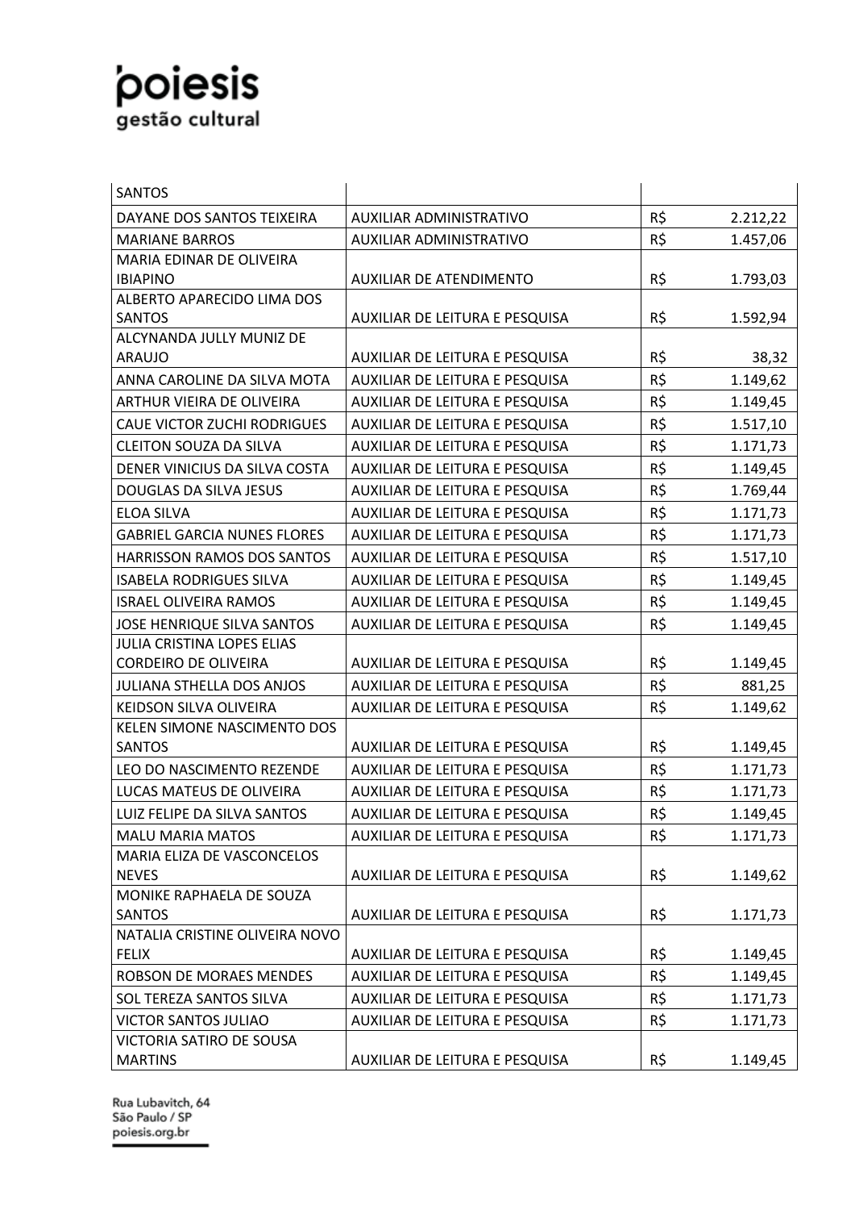| | | | |
|---|---|---|---|
| SANTOS | | | |
| DAYANE DOS SANTOS TEIXEIRA | AUXILIAR ADMINISTRATIVO | R$ | 2.212,22 |
| MARIANE BARROS | AUXILIAR ADMINISTRATIVO | R$ | 1.457,06 |
| MARIA EDINAR DE OLIVEIRA IBIAPINO | AUXILIAR DE ATENDIMENTO | R$ | 1.793,03 |
| ALBERTO APARECIDO LIMA DOS SANTOS | AUXILIAR DE LEITURA E PESQUISA | R$ | 1.592,94 |
| ALCYNANDA JULLY MUNIZ DE ARAUJO | AUXILIAR DE LEITURA E PESQUISA | R$ | 38,32 |
| ANNA CAROLINE DA SILVA MOTA | AUXILIAR DE LEITURA E PESQUISA | R$ | 1.149,62 |
| ARTHUR VIEIRA DE OLIVEIRA | AUXILIAR DE LEITURA E PESQUISA | R$ | 1.149,45 |
| CAUE VICTOR ZUCHI RODRIGUES | AUXILIAR DE LEITURA E PESQUISA | R$ | 1.517,10 |
| CLEITON SOUZA DA SILVA | AUXILIAR DE LEITURA E PESQUISA | R$ | 1.171,73 |
| DENER VINICIUS DA SILVA COSTA | AUXILIAR DE LEITURA E PESQUISA | R$ | 1.149,45 |
| DOUGLAS DA SILVA JESUS | AUXILIAR DE LEITURA E PESQUISA | R$ | 1.769,44 |
| ELOA SILVA | AUXILIAR DE LEITURA E PESQUISA | R$ | 1.171,73 |
| GABRIEL GARCIA NUNES FLORES | AUXILIAR DE LEITURA E PESQUISA | R$ | 1.171,73 |
| HARRISSON RAMOS DOS SANTOS | AUXILIAR DE LEITURA E PESQUISA | R$ | 1.517,10 |
| ISABELA RODRIGUES SILVA | AUXILIAR DE LEITURA E PESQUISA | R$ | 1.149,45 |
| ISRAEL OLIVEIRA RAMOS | AUXILIAR DE LEITURA E PESQUISA | R$ | 1.149,45 |
| JOSE HENRIQUE SILVA SANTOS | AUXILIAR DE LEITURA E PESQUISA | R$ | 1.149,45 |
| JULIA CRISTINA LOPES ELIAS CORDEIRO DE OLIVEIRA | AUXILIAR DE LEITURA E PESQUISA | R$ | 1.149,45 |
| JULIANA STHELLA DOS ANJOS | AUXILIAR DE LEITURA E PESQUISA | R$ | 881,25 |
| KEIDSON SILVA OLIVEIRA | AUXILIAR DE LEITURA E PESQUISA | R$ | 1.149,62 |
| KELEN SIMONE NASCIMENTO DOS SANTOS | AUXILIAR DE LEITURA E PESQUISA | R$ | 1.149,45 |
| LEO DO NASCIMENTO REZENDE | AUXILIAR DE LEITURA E PESQUISA | R$ | 1.171,73 |
| LUCAS MATEUS DE OLIVEIRA | AUXILIAR DE LEITURA E PESQUISA | R$ | 1.171,73 |
| LUIZ FELIPE DA SILVA SANTOS | AUXILIAR DE LEITURA E PESQUISA | R$ | 1.149,45 |
| MALU MARIA MATOS | AUXILIAR DE LEITURA E PESQUISA | R$ | 1.171,73 |
| MARIA ELIZA DE VASCONCELOS NEVES | AUXILIAR DE LEITURA E PESQUISA | R$ | 1.149,62 |
| MONIKE RAPHAELA DE SOUZA SANTOS | AUXILIAR DE LEITURA E PESQUISA | R$ | 1.171,73 |
| NATALIA CRISTINE OLIVEIRA NOVO FELIX | AUXILIAR DE LEITURA E PESQUISA | R$ | 1.149,45 |
| ROBSON DE MORAES MENDES | AUXILIAR DE LEITURA E PESQUISA | R$ | 1.149,45 |
| SOL TEREZA SANTOS SILVA | AUXILIAR DE LEITURA E PESQUISA | R$ | 1.171,73 |
| VICTOR SANTOS JULIAO | AUXILIAR DE LEITURA E PESQUISA | R$ | 1.171,73 |
| VICTORIA SATIRO DE SOUSA MARTINS | AUXILIAR DE LEITURA E PESQUISA | R$ | 1.149,45 |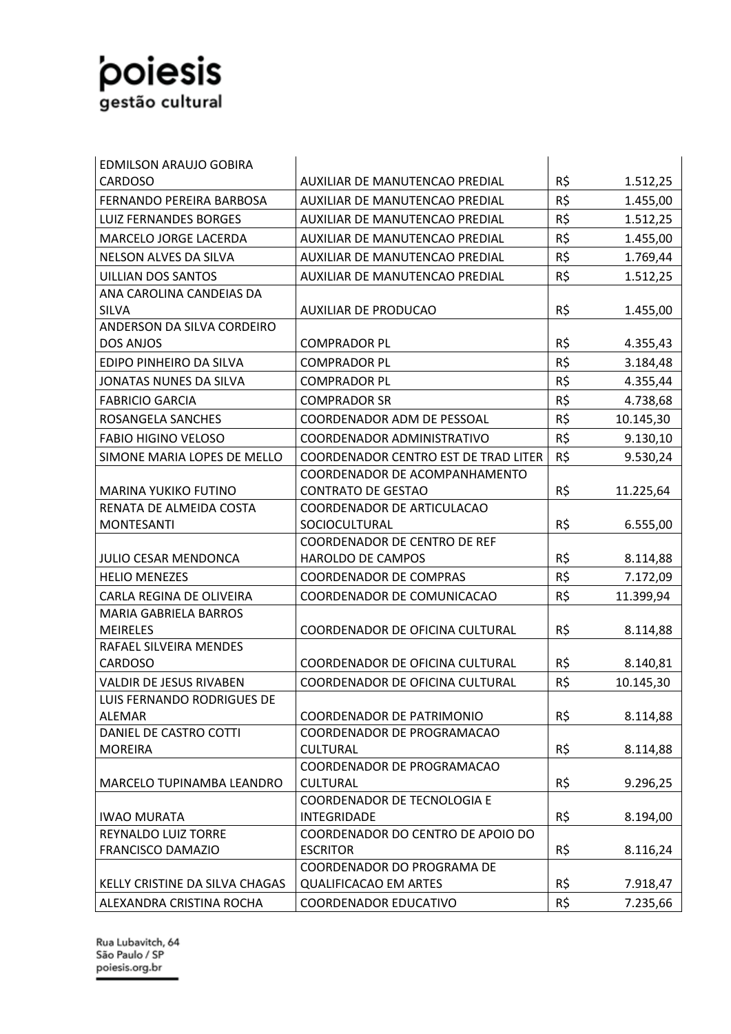| | | | |
|---|---|---|---|
| EDMILSON ARAUJO GOBIRA CARDOSO | AUXILIAR DE MANUTENCAO PREDIAL | R$ | 1.512,25 |
| FERNANDO PEREIRA BARBOSA | AUXILIAR DE MANUTENCAO PREDIAL | R$ | 1.455,00 |
| LUIZ FERNANDES BORGES | AUXILIAR DE MANUTENCAO PREDIAL | R$ | 1.512,25 |
| MARCELO JORGE LACERDA | AUXILIAR DE MANUTENCAO PREDIAL | R$ | 1.455,00 |
| NELSON ALVES DA SILVA | AUXILIAR DE MANUTENCAO PREDIAL | R$ | 1.769,44 |
| UILLIAN DOS SANTOS | AUXILIAR DE MANUTENCAO PREDIAL | R$ | 1.512,25 |
| ANA CAROLINA CANDEIAS DA SILVA | AUXILIAR DE PRODUCAO | R$ | 1.455,00 |
| ANDERSON DA SILVA CORDEIRO DOS ANJOS | COMPRADOR PL | R$ | 4.355,43 |
| EDIPO PINHEIRO DA SILVA | COMPRADOR PL | R$ | 3.184,48 |
| JONATAS NUNES DA SILVA | COMPRADOR PL | R$ | 4.355,44 |
| FABRICIO GARCIA | COMPRADOR SR | R$ | 4.738,68 |
| ROSANGELA SANCHES | COORDENADOR ADM DE PESSOAL | R$ | 10.145,30 |
| FABIO HIGINO VELOSO | COORDENADOR ADMINISTRATIVO | R$ | 9.130,10 |
| SIMONE MARIA LOPES DE MELLO | COORDENADOR CENTRO EST DE TRAD LITER | R$ | 9.530,24 |
| MARINA YUKIKO FUTINO | COORDENADOR DE ACOMPANHAMENTO CONTRATO DE GESTAO | R$ | 11.225,64 |
| RENATA DE ALMEIDA COSTA MONTESANTI | COORDENADOR DE ARTICULACAO SOCIOCULTURAL | R$ | 6.555,00 |
| JULIO CESAR MENDONCA | COORDENADOR DE CENTRO DE REF HAROLDO DE CAMPOS | R$ | 8.114,88 |
| HELIO MENEZES | COORDENADOR DE COMPRAS | R$ | 7.172,09 |
| CARLA REGINA DE OLIVEIRA | COORDENADOR DE COMUNICACAO | R$ | 11.399,94 |
| MARIA GABRIELA BARROS MEIRELES | COORDENADOR DE OFICINA CULTURAL | R$ | 8.114,88 |
| RAFAEL SILVEIRA MENDES CARDOSO | COORDENADOR DE OFICINA CULTURAL | R$ | 8.140,81 |
| VALDIR DE JESUS RIVABEN | COORDENADOR DE OFICINA CULTURAL | R$ | 10.145,30 |
| LUIS FERNANDO RODRIGUES DE ALEMAR | COORDENADOR DE PATRIMONIO | R$ | 8.114,88 |
| DANIEL DE CASTRO COTTI MOREIRA | COORDENADOR DE PROGRAMACAO CULTURAL | R$ | 8.114,88 |
| MARCELO TUPINAMBA LEANDRO | COORDENADOR DE PROGRAMACAO CULTURAL | R$ | 9.296,25 |
| IWAO MURATA | COORDENADOR DE TECNOLOGIA E INTEGRIDADE | R$ | 8.194,00 |
| REYNALDO LUIZ TORRE FRANCISCO DAMAZIO | COORDENADOR DO CENTRO DE APOIO DO ESCRITOR | R$ | 8.116,24 |
| KELLY CRISTINE DA SILVA CHAGAS | COORDENADOR DO PROGRAMA DE QUALIFICACAO EM ARTES | R$ | 7.918,47 |
| ALEXANDRA CRISTINA ROCHA | COORDENADOR EDUCATIVO | R$ | 7.235,66 |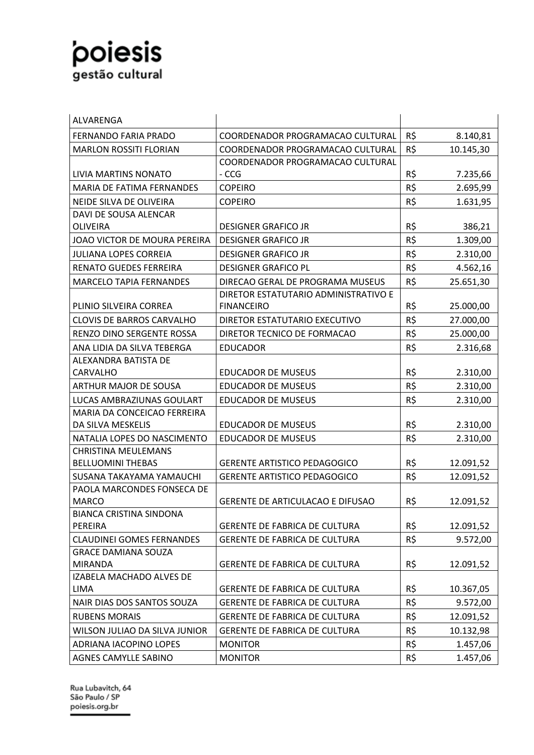| | | | |
|---|---|---|---|
| ALVARENGA | | | |
| FERNANDO FARIA PRADO | COORDENADOR PROGRAMACAO CULTURAL | R$ | 8.140,81 |
| MARLON ROSSITI FLORIAN | COORDENADOR PROGRAMACAO CULTURAL | R$ | 10.145,30 |
| LIVIA MARTINS NONATO | COORDENADOR PROGRAMACAO CULTURAL - CCG | R$ | 7.235,66 |
| MARIA DE FATIMA FERNANDES | COPEIRO | R$ | 2.695,99 |
| NEIDE SILVA DE OLIVEIRA | COPEIRO | R$ | 1.631,95 |
| DAVI DE SOUSA ALENCAR OLIVEIRA | DESIGNER GRAFICO JR | R$ | 386,21 |
| JOAO VICTOR DE MOURA PEREIRA | DESIGNER GRAFICO JR | R$ | 1.309,00 |
| JULIANA LOPES CORREIA | DESIGNER GRAFICO JR | R$ | 2.310,00 |
| RENATO GUEDES FERREIRA | DESIGNER GRAFICO PL | R$ | 4.562,16 |
| MARCELO TAPIA FERNANDES | DIRECAO GERAL DE PROGRAMA MUSEUS | R$ | 25.651,30 |
| PLINIO SILVEIRA CORREA | DIRETOR ESTATUTARIO ADMINISTRATIVO E FINANCEIRO | R$ | 25.000,00 |
| CLOVIS DE BARROS CARVALHO | DIRETOR ESTATUTARIO EXECUTIVO | R$ | 27.000,00 |
| RENZO DINO SERGENTE ROSSA | DIRETOR TECNICO DE FORMACAO | R$ | 25.000,00 |
| ANA LIDIA DA SILVA TEBERGA | EDUCADOR | R$ | 2.316,68 |
| ALEXANDRA BATISTA DE CARVALHO | EDUCADOR DE MUSEUS | R$ | 2.310,00 |
| ARTHUR MAJOR DE SOUSA | EDUCADOR DE MUSEUS | R$ | 2.310,00 |
| LUCAS AMBRAZIUNAS GOULART | EDUCADOR DE MUSEUS | R$ | 2.310,00 |
| MARIA DA CONCEICAO FERREIRA DA SILVA MESKELIS | EDUCADOR DE MUSEUS | R$ | 2.310,00 |
| NATALIA LOPES DO NASCIMENTO | EDUCADOR DE MUSEUS | R$ | 2.310,00 |
| CHRISTINA MEULEMANS BELLUOMINI THEBAS | GERENTE ARTISTICO PEDAGOGICO | R$ | 12.091,52 |
| SUSANA TAKAYAMA YAMAUCHI | GERENTE ARTISTICO PEDAGOGICO | R$ | 12.091,52 |
| PAOLA MARCONDES FONSECA DE MARCO | GERENTE DE ARTICULACAO E DIFUSAO | R$ | 12.091,52 |
| BIANCA CRISTINA SINDONA PEREIRA | GERENTE DE FABRICA DE CULTURA | R$ | 12.091,52 |
| CLAUDINEI GOMES FERNANDES | GERENTE DE FABRICA DE CULTURA | R$ | 9.572,00 |
| GRACE DAMIANA SOUZA MIRANDA | GERENTE DE FABRICA DE CULTURA | R$ | 12.091,52 |
| IZABELA MACHADO ALVES DE LIMA | GERENTE DE FABRICA DE CULTURA | R$ | 10.367,05 |
| NAIR DIAS DOS SANTOS SOUZA | GERENTE DE FABRICA DE CULTURA | R$ | 9.572,00 |
| RUBENS MORAIS | GERENTE DE FABRICA DE CULTURA | R$ | 12.091,52 |
| WILSON JULIAO DA SILVA JUNIOR | GERENTE DE FABRICA DE CULTURA | R$ | 10.132,98 |
| ADRIANA IACOPINO LOPES | MONITOR | R$ | 1.457,06 |
| AGNES CAMYLLE SABINO | MONITOR | R$ | 1.457,06 |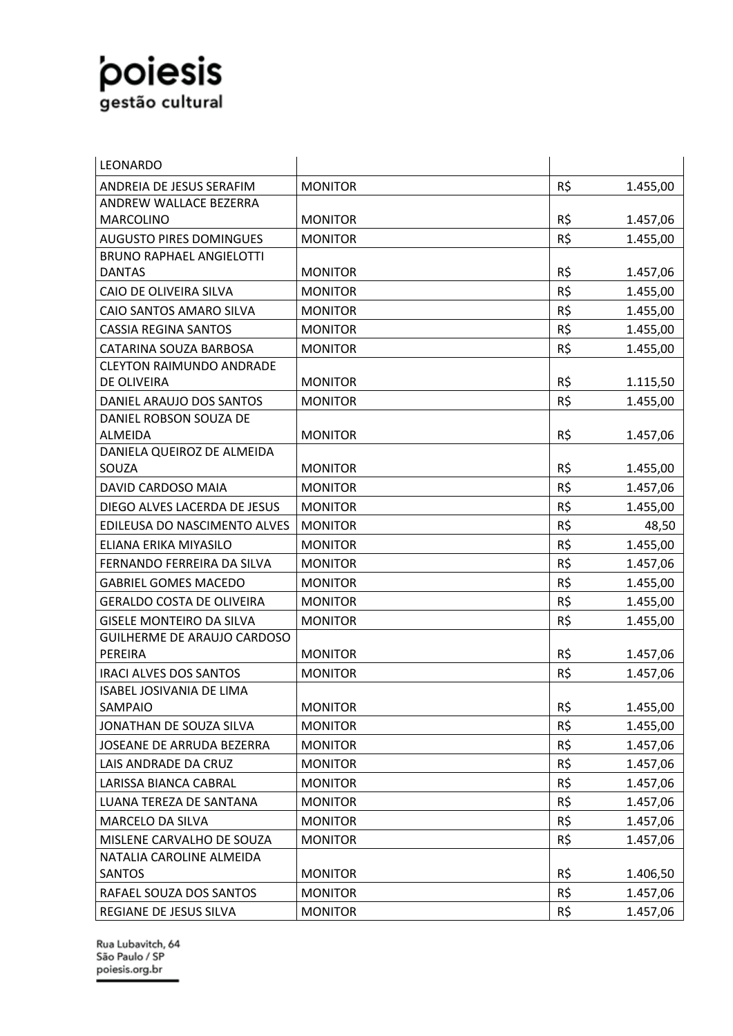| LEONARDO | | |
|---|---|---|
| ANDREIA DE JESUS SERAFIM | MONITOR | R$ 1.455,00 |
| ANDREW WALLACE BEZERRA MARCOLINO | MONITOR | R$ 1.457,06 |
| AUGUSTO PIRES DOMINGUES | MONITOR | R$ 1.455,00 |
| BRUNO RAPHAEL ANGIELOTTI DANTAS | MONITOR | R$ 1.457,06 |
| CAIO DE OLIVEIRA SILVA | MONITOR | R$ 1.455,00 |
| CAIO SANTOS AMARO SILVA | MONITOR | R$ 1.455,00 |
| CASSIA REGINA SANTOS | MONITOR | R$ 1.455,00 |
| CATARINA SOUZA BARBOSA | MONITOR | R$ 1.455,00 |
| CLEYTON RAIMUNDO ANDRADE DE OLIVEIRA | MONITOR | R$ 1.115,50 |
| DANIEL ARAUJO DOS SANTOS | MONITOR | R$ 1.455,00 |
| DANIEL ROBSON SOUZA DE ALMEIDA | MONITOR | R$ 1.457,06 |
| DANIELA QUEIROZ DE ALMEIDA SOUZA | MONITOR | R$ 1.455,00 |
| DAVID CARDOSO MAIA | MONITOR | R$ 1.457,06 |
| DIEGO ALVES LACERDA DE JESUS | MONITOR | R$ 1.455,00 |
| EDILEUSA DO NASCIMENTO ALVES | MONITOR | R$ 48,50 |
| ELIANA ERIKA MIYASILO | MONITOR | R$ 1.455,00 |
| FERNANDO FERREIRA DA SILVA | MONITOR | R$ 1.457,06 |
| GABRIEL GOMES MACEDO | MONITOR | R$ 1.455,00 |
| GERALDO COSTA DE OLIVEIRA | MONITOR | R$ 1.455,00 |
| GISELE MONTEIRO DA SILVA | MONITOR | R$ 1.455,00 |
| GUILHERME DE ARAUJO CARDOSO PEREIRA | MONITOR | R$ 1.457,06 |
| IRACI ALVES DOS SANTOS | MONITOR | R$ 1.457,06 |
| ISABEL JOSIVANIA DE LIMA SAMPAIO | MONITOR | R$ 1.455,00 |
| JONATHAN DE SOUZA SILVA | MONITOR | R$ 1.455,00 |
| JOSEANE DE ARRUDA BEZERRA | MONITOR | R$ 1.457,06 |
| LAIS ANDRADE DA CRUZ | MONITOR | R$ 1.457,06 |
| LARISSA BIANCA CABRAL | MONITOR | R$ 1.457,06 |
| LUANA TEREZA DE SANTANA | MONITOR | R$ 1.457,06 |
| MARCELO DA SILVA | MONITOR | R$ 1.457,06 |
| MISLENE CARVALHO DE SOUZA | MONITOR | R$ 1.457,06 |
| NATALIA CAROLINE ALMEIDA SANTOS | MONITOR | R$ 1.406,50 |
| RAFAEL SOUZA DOS SANTOS | MONITOR | R$ 1.457,06 |
| REGIANE DE JESUS SILVA | MONITOR | R$ 1.457,06 |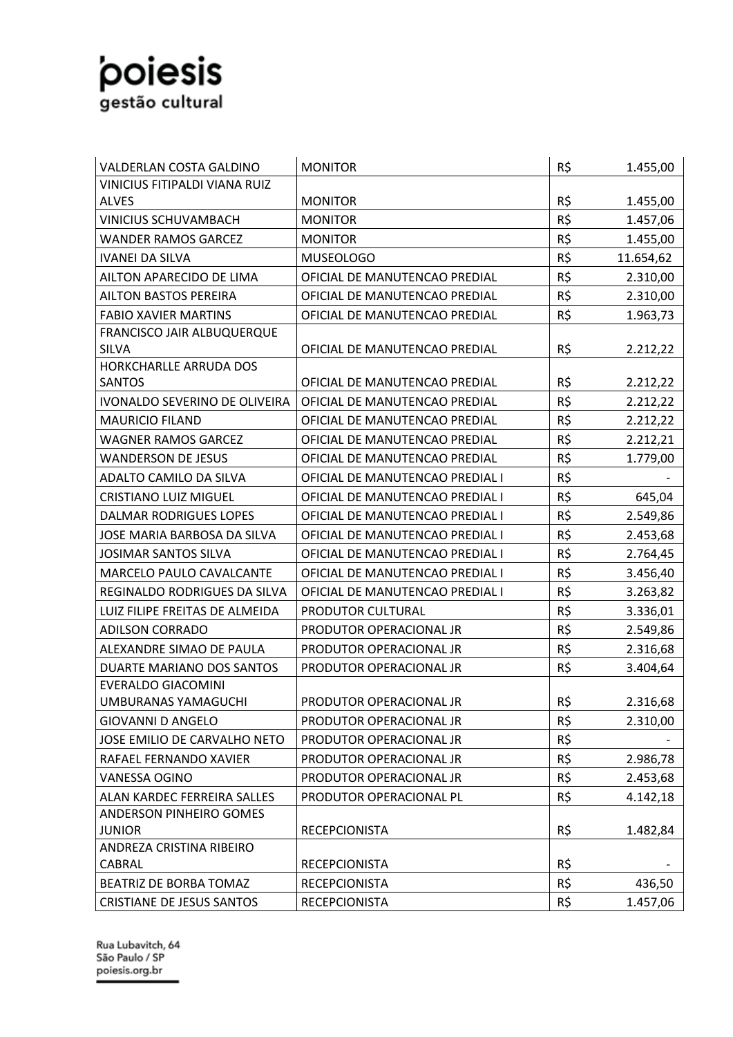| | | | |
|---|---|---|---|
| VALDERLAN COSTA GALDINO | MONITOR | R$ | 1.455,00 |
| VINICIUS FITIPALDI VIANA RUIZ ALVES | MONITOR | R$ | 1.455,00 |
| VINICIUS SCHUVAMBACH | MONITOR | R$ | 1.457,06 |
| WANDER RAMOS GARCEZ | MONITOR | R$ | 1.455,00 |
| IVANEI DA SILVA | MUSEOLOGO | R$ | 11.654,62 |
| AILTON APARECIDO DE LIMA | OFICIAL DE MANUTENCAO PREDIAL | R$ | 2.310,00 |
| AILTON BASTOS PEREIRA | OFICIAL DE MANUTENCAO PREDIAL | R$ | 2.310,00 |
| FABIO XAVIER MARTINS | OFICIAL DE MANUTENCAO PREDIAL | R$ | 1.963,73 |
| FRANCISCO JAIR ALBUQUERQUE SILVA | OFICIAL DE MANUTENCAO PREDIAL | R$ | 2.212,22 |
| HORKCHARLLE ARRUDA DOS SANTOS | OFICIAL DE MANUTENCAO PREDIAL | R$ | 2.212,22 |
| IVONALDO SEVERINO DE OLIVEIRA | OFICIAL DE MANUTENCAO PREDIAL | R$ | 2.212,22 |
| MAURICIO FILAND | OFICIAL DE MANUTENCAO PREDIAL | R$ | 2.212,22 |
| WAGNER RAMOS GARCEZ | OFICIAL DE MANUTENCAO PREDIAL | R$ | 2.212,21 |
| WANDERSON DE JESUS | OFICIAL DE MANUTENCAO PREDIAL | R$ | 1.779,00 |
| ADALTO CAMILO DA SILVA | OFICIAL DE MANUTENCAO PREDIAL I | R$ | - |
| CRISTIANO LUIZ MIGUEL | OFICIAL DE MANUTENCAO PREDIAL I | R$ | 645,04 |
| DALMAR RODRIGUES LOPES | OFICIAL DE MANUTENCAO PREDIAL I | R$ | 2.549,86 |
| JOSE MARIA BARBOSA DA SILVA | OFICIAL DE MANUTENCAO PREDIAL I | R$ | 2.453,68 |
| JOSIMAR SANTOS SILVA | OFICIAL DE MANUTENCAO PREDIAL I | R$ | 2.764,45 |
| MARCELO PAULO CAVALCANTE | OFICIAL DE MANUTENCAO PREDIAL I | R$ | 3.456,40 |
| REGINALDO RODRIGUES DA SILVA | OFICIAL DE MANUTENCAO PREDIAL I | R$ | 3.263,82 |
| LUIZ FILIPE FREITAS DE ALMEIDA | PRODUTOR CULTURAL | R$ | 3.336,01 |
| ADILSON CORRADO | PRODUTOR OPERACIONAL JR | R$ | 2.549,86 |
| ALEXANDRE SIMAO DE PAULA | PRODUTOR OPERACIONAL JR | R$ | 2.316,68 |
| DUARTE MARIANO DOS SANTOS | PRODUTOR OPERACIONAL JR | R$ | 3.404,64 |
| EVERALDO GIACOMINI UMBURANAS YAMAGUCHI | PRODUTOR OPERACIONAL JR | R$ | 2.316,68 |
| GIOVANNI D ANGELO | PRODUTOR OPERACIONAL JR | R$ | 2.310,00 |
| JOSE EMILIO DE CARVALHO NETO | PRODUTOR OPERACIONAL JR | R$ | - |
| RAFAEL FERNANDO XAVIER | PRODUTOR OPERACIONAL JR | R$ | 2.986,78 |
| VANESSA OGINO | PRODUTOR OPERACIONAL JR | R$ | 2.453,68 |
| ALAN KARDEC FERREIRA SALLES | PRODUTOR OPERACIONAL PL | R$ | 4.142,18 |
| ANDERSON PINHEIRO GOMES JUNIOR | RECEPCIONISTA | R$ | 1.482,84 |
| ANDREZA CRISTINA RIBEIRO CABRAL | RECEPCIONISTA | R$ | - |
| BEATRIZ DE BORBA TOMAZ | RECEPCIONISTA | R$ | 436,50 |
| CRISTIANE DE JESUS SANTOS | RECEPCIONISTA | R$ | 1.457,06 |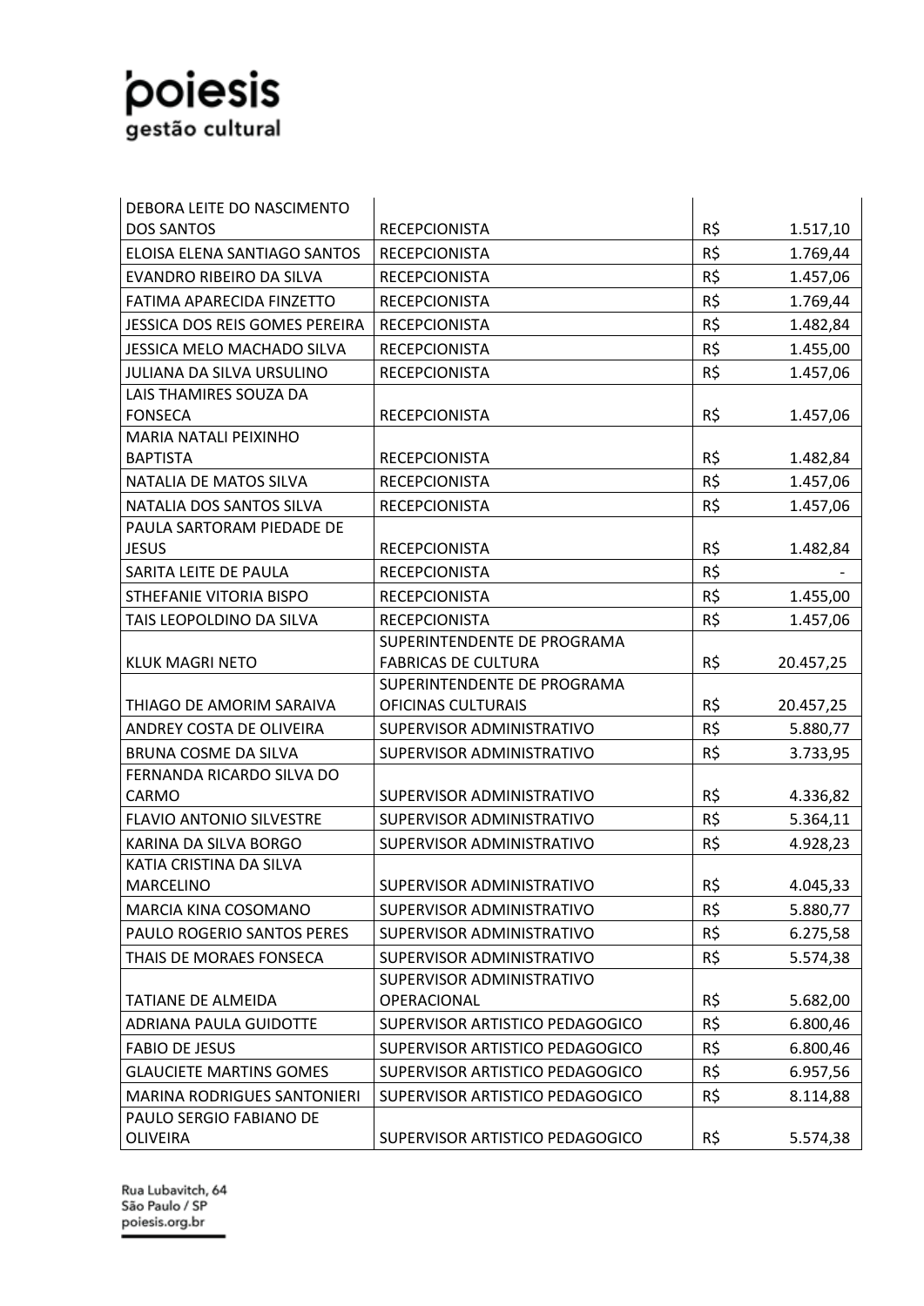| DEBORA LEITE DO NASCIMENTO DOS SANTOS | RECEPCIONISTA | R$ | 1.517,10 |
|---|---|---|---|
| ELOISA ELENA SANTIAGO SANTOS | RECEPCIONISTA | R$ | 1.769,44 |
| EVANDRO RIBEIRO DA SILVA | RECEPCIONISTA | R$ | 1.457,06 |
| FATIMA APARECIDA FINZETTO | RECEPCIONISTA | R$ | 1.769,44 |
| JESSICA DOS REIS GOMES PEREIRA | RECEPCIONISTA | R$ | 1.482,84 |
| JESSICA MELO MACHADO SILVA | RECEPCIONISTA | R$ | 1.455,00 |
| JULIANA DA SILVA URSULINO | RECEPCIONISTA | R$ | 1.457,06 |
| LAIS THAMIRES SOUZA DA FONSECA | RECEPCIONISTA | R$ | 1.457,06 |
| MARIA NATALI PEIXINHO BAPTISTA | RECEPCIONISTA | R$ | 1.482,84 |
| NATALIA DE MATOS SILVA | RECEPCIONISTA | R$ | 1.457,06 |
| NATALIA DOS SANTOS SILVA | RECEPCIONISTA | R$ | 1.457,06 |
| PAULA SARTORAM PIEDADE DE JESUS | RECEPCIONISTA | R$ | 1.482,84 |
| SARITA LEITE DE PAULA | RECEPCIONISTA | R$ | - |
| STHEFANIE VITORIA BISPO | RECEPCIONISTA | R$ | 1.455,00 |
| TAIS LEOPOLDINO DA SILVA | RECEPCIONISTA | R$ | 1.457,06 |
| KLUK MAGRI NETO | SUPERINTENDENTE DE PROGRAMA FABRICAS DE CULTURA | R$ | 20.457,25 |
| THIAGO DE AMORIM SARAIVA | SUPERINTENDENTE DE PROGRAMA OFICINAS CULTURAIS | R$ | 20.457,25 |
| ANDREY COSTA DE OLIVEIRA | SUPERVISOR ADMINISTRATIVO | R$ | 5.880,77 |
| BRUNA COSME DA SILVA | SUPERVISOR ADMINISTRATIVO | R$ | 3.733,95 |
| FERNANDA RICARDO SILVA DO CARMO | SUPERVISOR ADMINISTRATIVO | R$ | 4.336,82 |
| FLAVIO ANTONIO SILVESTRE | SUPERVISOR ADMINISTRATIVO | R$ | 5.364,11 |
| KARINA DA SILVA BORGO | SUPERVISOR ADMINISTRATIVO | R$ | 4.928,23 |
| KATIA CRISTINA DA SILVA MARCELINO | SUPERVISOR ADMINISTRATIVO | R$ | 4.045,33 |
| MARCIA KINA COSOMANO | SUPERVISOR ADMINISTRATIVO | R$ | 5.880,77 |
| PAULO ROGERIO SANTOS PERES | SUPERVISOR ADMINISTRATIVO | R$ | 6.275,58 |
| THAIS DE MORAES FONSECA | SUPERVISOR ADMINISTRATIVO | R$ | 5.574,38 |
| TATIANE DE ALMEIDA | SUPERVISOR ADMINISTRATIVO OPERACIONAL | R$ | 5.682,00 |
| ADRIANA PAULA GUIDOTTE | SUPERVISOR ARTISTICO PEDAGOGICO | R$ | 6.800,46 |
| FABIO DE JESUS | SUPERVISOR ARTISTICO PEDAGOGICO | R$ | 6.800,46 |
| GLAUCIETE MARTINS GOMES | SUPERVISOR ARTISTICO PEDAGOGICO | R$ | 6.957,56 |
| MARINA RODRIGUES SANTONIERI | SUPERVISOR ARTISTICO PEDAGOGICO | R$ | 8.114,88 |
| PAULO SERGIO FABIANO DE OLIVEIRA | SUPERVISOR ARTISTICO PEDAGOGICO | R$ | 5.574,38 |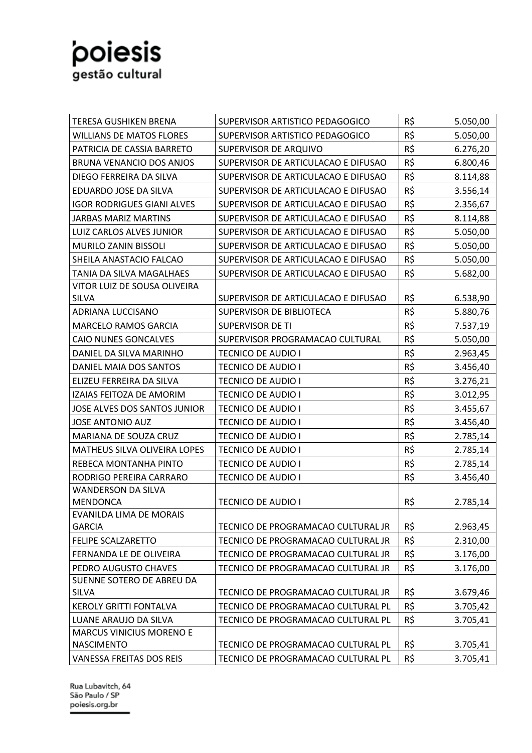| | | | |
|---|---|---|---|
| TERESA GUSHIKEN BRENA | SUPERVISOR ARTISTICO PEDAGOGICO | R$ | 5.050,00 |
| WILLIANS DE MATOS FLORES | SUPERVISOR ARTISTICO PEDAGOGICO | R$ | 5.050,00 |
| PATRICIA DE CASSIA BARRETO | SUPERVISOR DE ARQUIVO | R$ | 6.276,20 |
| BRUNA VENANCIO DOS ANJOS | SUPERVISOR DE ARTICULACAO E DIFUSAO | R$ | 6.800,46 |
| DIEGO FERREIRA DA SILVA | SUPERVISOR DE ARTICULACAO E DIFUSAO | R$ | 8.114,88 |
| EDUARDO JOSE DA SILVA | SUPERVISOR DE ARTICULACAO E DIFUSAO | R$ | 3.556,14 |
| IGOR RODRIGUES GIANI ALVES | SUPERVISOR DE ARTICULACAO E DIFUSAO | R$ | 2.356,67 |
| JARBAS MARIZ MARTINS | SUPERVISOR DE ARTICULACAO E DIFUSAO | R$ | 8.114,88 |
| LUIZ CARLOS ALVES JUNIOR | SUPERVISOR DE ARTICULACAO E DIFUSAO | R$ | 5.050,00 |
| MURILO ZANIN BISSOLI | SUPERVISOR DE ARTICULACAO E DIFUSAO | R$ | 5.050,00 |
| SHEILA ANASTACIO FALCAO | SUPERVISOR DE ARTICULACAO E DIFUSAO | R$ | 5.050,00 |
| TANIA DA SILVA MAGALHAES | SUPERVISOR DE ARTICULACAO E DIFUSAO | R$ | 5.682,00 |
| VITOR LUIZ DE SOUSA OLIVEIRA SILVA | SUPERVISOR DE ARTICULACAO E DIFUSAO | R$ | 6.538,90 |
| ADRIANA LUCCISANO | SUPERVISOR DE BIBLIOTECA | R$ | 5.880,76 |
| MARCELO RAMOS GARCIA | SUPERVISOR DE TI | R$ | 7.537,19 |
| CAIO NUNES GONCALVES | SUPERVISOR PROGRAMACAO CULTURAL | R$ | 5.050,00 |
| DANIEL DA SILVA MARINHO | TECNICO DE AUDIO I | R$ | 2.963,45 |
| DANIEL MAIA DOS SANTOS | TECNICO DE AUDIO I | R$ | 3.456,40 |
| ELIZEU FERREIRA DA SILVA | TECNICO DE AUDIO I | R$ | 3.276,21 |
| IZAIAS FEITOZA DE AMORIM | TECNICO DE AUDIO I | R$ | 3.012,95 |
| JOSE ALVES DOS SANTOS JUNIOR | TECNICO DE AUDIO I | R$ | 3.455,67 |
| JOSE ANTONIO AUZ | TECNICO DE AUDIO I | R$ | 3.456,40 |
| MARIANA DE SOUZA CRUZ | TECNICO DE AUDIO I | R$ | 2.785,14 |
| MATHEUS SILVA OLIVEIRA LOPES | TECNICO DE AUDIO I | R$ | 2.785,14 |
| REBECA MONTANHA PINTO | TECNICO DE AUDIO I | R$ | 2.785,14 |
| RODRIGO PEREIRA CARRARO | TECNICO DE AUDIO I | R$ | 3.456,40 |
| WANDERSON DA SILVA MENDONCA | TECNICO DE AUDIO I | R$ | 2.785,14 |
| EVANILDA LIMA DE MORAIS GARCIA | TECNICO DE PROGRAMACAO CULTURAL JR | R$ | 2.963,45 |
| FELIPE SCALZARETTO | TECNICO DE PROGRAMACAO CULTURAL JR | R$ | 2.310,00 |
| FERNANDA LE DE OLIVEIRA | TECNICO DE PROGRAMACAO CULTURAL JR | R$ | 3.176,00 |
| PEDRO AUGUSTO CHAVES | TECNICO DE PROGRAMACAO CULTURAL JR | R$ | 3.176,00 |
| SUENNE SOTERO DE ABREU DA SILVA | TECNICO DE PROGRAMACAO CULTURAL JR | R$ | 3.679,46 |
| KEROLY GRITTI FONTALVA | TECNICO DE PROGRAMACAO CULTURAL PL | R$ | 3.705,42 |
| LUANE ARAUJO DA SILVA | TECNICO DE PROGRAMACAO CULTURAL PL | R$ | 3.705,41 |
| MARCUS VINICIUS MORENO E NASCIMENTO | TECNICO DE PROGRAMACAO CULTURAL PL | R$ | 3.705,41 |
| VANESSA FREITAS DOS REIS | TECNICO DE PROGRAMACAO CULTURAL PL | R$ | 3.705,41 |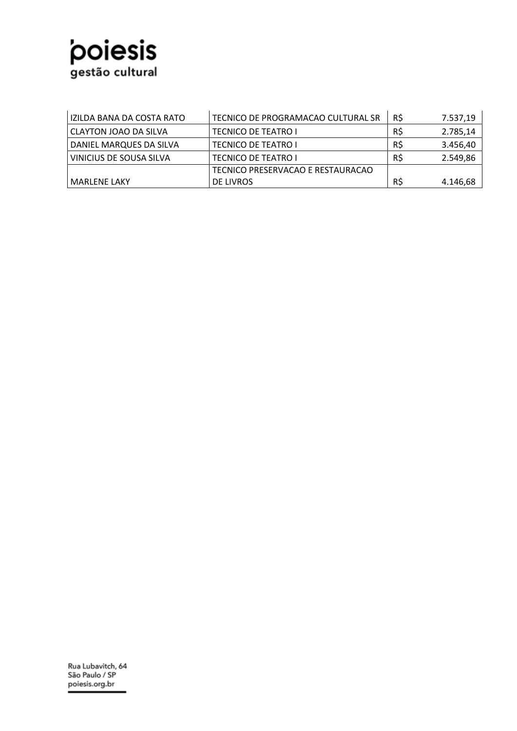| | | | |
|---|---|---|---|
| IZILDA BANA DA COSTA RATO | TECNICO DE PROGRAMACAO CULTURAL SR | R$ | 7.537,19 |
| CLAYTON JOAO DA SILVA | TECNICO DE TEATRO I | R$ | 2.785,14 |
| DANIEL MARQUES DA SILVA | TECNICO DE TEATRO I | R$ | 3.456,40 |
| VINICIUS DE SOUSA SILVA | TECNICO DE TEATRO I | R$ | 2.549,86 |
| MARLENE LAKY | TECNICO PRESERVACAO E RESTAURACAO DE LIVROS | R$ | 4.146,68 |